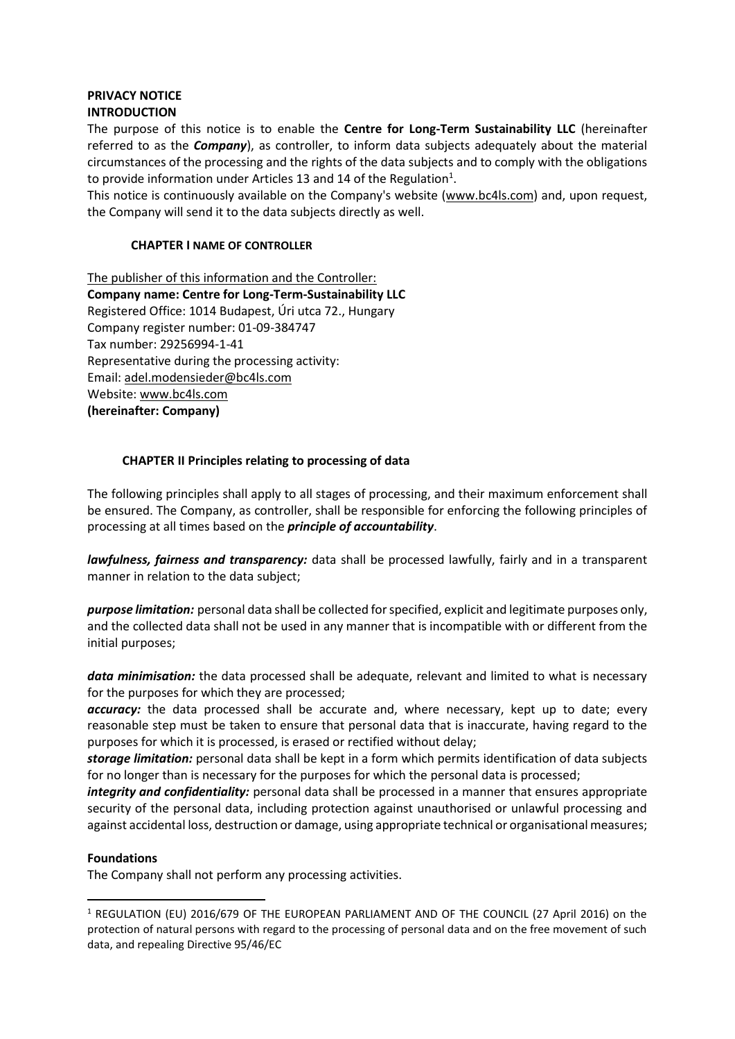**PRIVACY NOTICE**
**INTRODUCTION**

The purpose of this notice is to enable the **Centre for Long-Term Sustainability LLC** (hereinafter referred to as the ***Company***), as controller, to inform data subjects adequately about the material circumstances of the processing and the rights of the data subjects and to comply with the obligations to provide information under Articles 13 and 14 of the Regulation[1].

This notice is continuously available on the Company's website (www.bc4ls.com) and, upon request, the Company will send it to the data subjects directly as well.

## CHAPTER I NAME OF CONTROLLER

The publisher of this information and the Controller:
**Company name: Centre for Long-Term-Sustainability LLC**
Registered Office: 1014 Budapest, Úri utca 72., Hungary
Company register number: 01-09-384747
Tax number: 29256994-1-41
Representative during the processing activity:
Email: adel.modensieder@bc4ls.com
Website: www.bc4ls.com
**(hereinafter: Company)**

## CHAPTER II Principles relating to processing of data

The following principles shall apply to all stages of processing, and their maximum enforcement shall be ensured. The Company, as controller, shall be responsible for enforcing the following principles of processing at all times based on the ***principle of accountability***.

***lawfulness, fairness and transparency:*** data shall be processed lawfully, fairly and in a transparent manner in relation to the data subject;

***purpose limitation:*** personal data shall be collected for specified, explicit and legitimate purposes only, and the collected data shall not be used in any manner that is incompatible with or different from the initial purposes;

***data minimisation:*** the data processed shall be adequate, relevant and limited to what is necessary for the purposes for which they are processed;

***accuracy:*** the data processed shall be accurate and, where necessary, kept up to date; every reasonable step must be taken to ensure that personal data that is inaccurate, having regard to the purposes for which it is processed, is erased or rectified without delay;

***storage limitation:*** personal data shall be kept in a form which permits identification of data subjects for no longer than is necessary for the purposes for which the personal data is processed;

***integrity and confidentiality:*** personal data shall be processed in a manner that ensures appropriate security of the personal data, including protection against unauthorised or unlawful processing and against accidental loss, destruction or damage, using appropriate technical or organisational measures;

**Foundations**

The Company shall not perform any processing activities.

[1] REGULATION (EU) 2016/679 OF THE EUROPEAN PARLIAMENT AND OF THE COUNCIL (27 April 2016) on the protection of natural persons with regard to the processing of personal data and on the free movement of such data, and repealing Directive 95/46/EC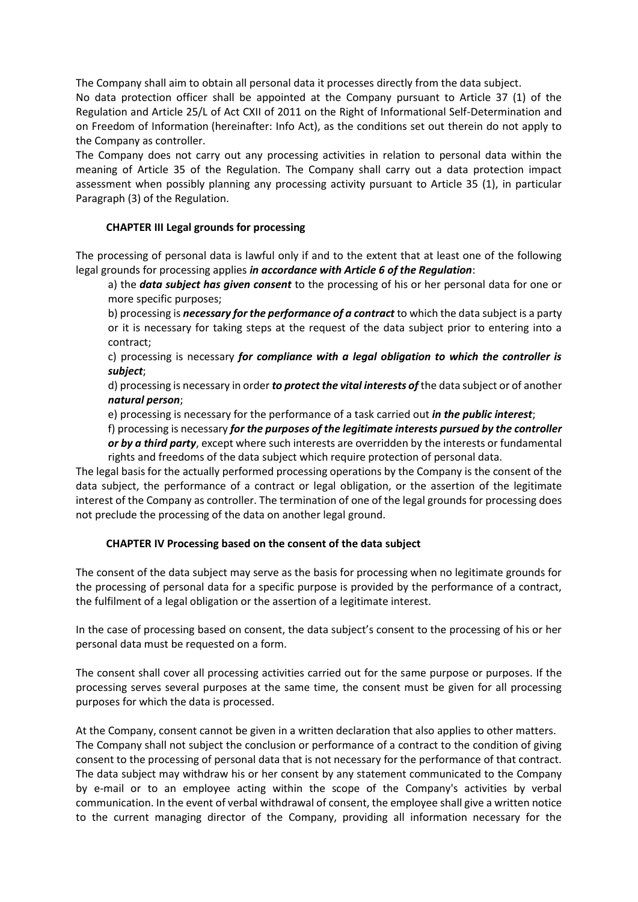The Company shall aim to obtain all personal data it processes directly from the data subject.
No data protection officer shall be appointed at the Company pursuant to Article 37 (1) of the Regulation and Article 25/L of Act CXII of 2011 on the Right of Informational Self-Determination and on Freedom of Information (hereinafter: Info Act), as the conditions set out therein do not apply to the Company as controller.
The Company does not carry out any processing activities in relation to personal data within the meaning of Article 35 of the Regulation. The Company shall carry out a data protection impact assessment when possibly planning any processing activity pursuant to Article 35 (1), in particular Paragraph (3) of the Regulation.

## CHAPTER III Legal grounds for processing

The processing of personal data is lawful only if and to the extent that at least one of the following legal grounds for processing applies ***in accordance with Article 6 of the Regulation***:

a) the ***data subject has given consent*** to the processing of his or her personal data for one or more specific purposes;

b) processing is ***necessary for the performance of a contract*** to which the data subject is a party or it is necessary for taking steps at the request of the data subject prior to entering into a contract;

c) processing is necessary ***for compliance with a legal obligation to which the controller is subject***;

d) processing is necessary in order ***to protect the vital interests of*** the data subject or of another ***natural person***;

e) processing is necessary for the performance of a task carried out ***in the public interest***;

f) processing is necessary ***for the purposes of the legitimate interests pursued by the controller or by a third party***, except where such interests are overridden by the interests or fundamental rights and freedoms of the data subject which require protection of personal data.

The legal basis for the actually performed processing operations by the Company is the consent of the data subject, the performance of a contract or legal obligation, or the assertion of the legitimate interest of the Company as controller. The termination of one of the legal grounds for processing does not preclude the processing of the data on another legal ground.

## CHAPTER IV Processing based on the consent of the data subject

The consent of the data subject may serve as the basis for processing when no legitimate grounds for the processing of personal data for a specific purpose is provided by the performance of a contract, the fulfilment of a legal obligation or the assertion of a legitimate interest.

In the case of processing based on consent, the data subject's consent to the processing of his or her personal data must be requested on a form.

The consent shall cover all processing activities carried out for the same purpose or purposes. If the processing serves several purposes at the same time, the consent must be given for all processing purposes for which the data is processed.

At the Company, consent cannot be given in a written declaration that also applies to other matters.
The Company shall not subject the conclusion or performance of a contract to the condition of giving consent to the processing of personal data that is not necessary for the performance of that contract.
The data subject may withdraw his or her consent by any statement communicated to the Company by e-mail or to an employee acting within the scope of the Company's activities by verbal communication. In the event of verbal withdrawal of consent, the employee shall give a written notice to the current managing director of the Company, providing all information necessary for the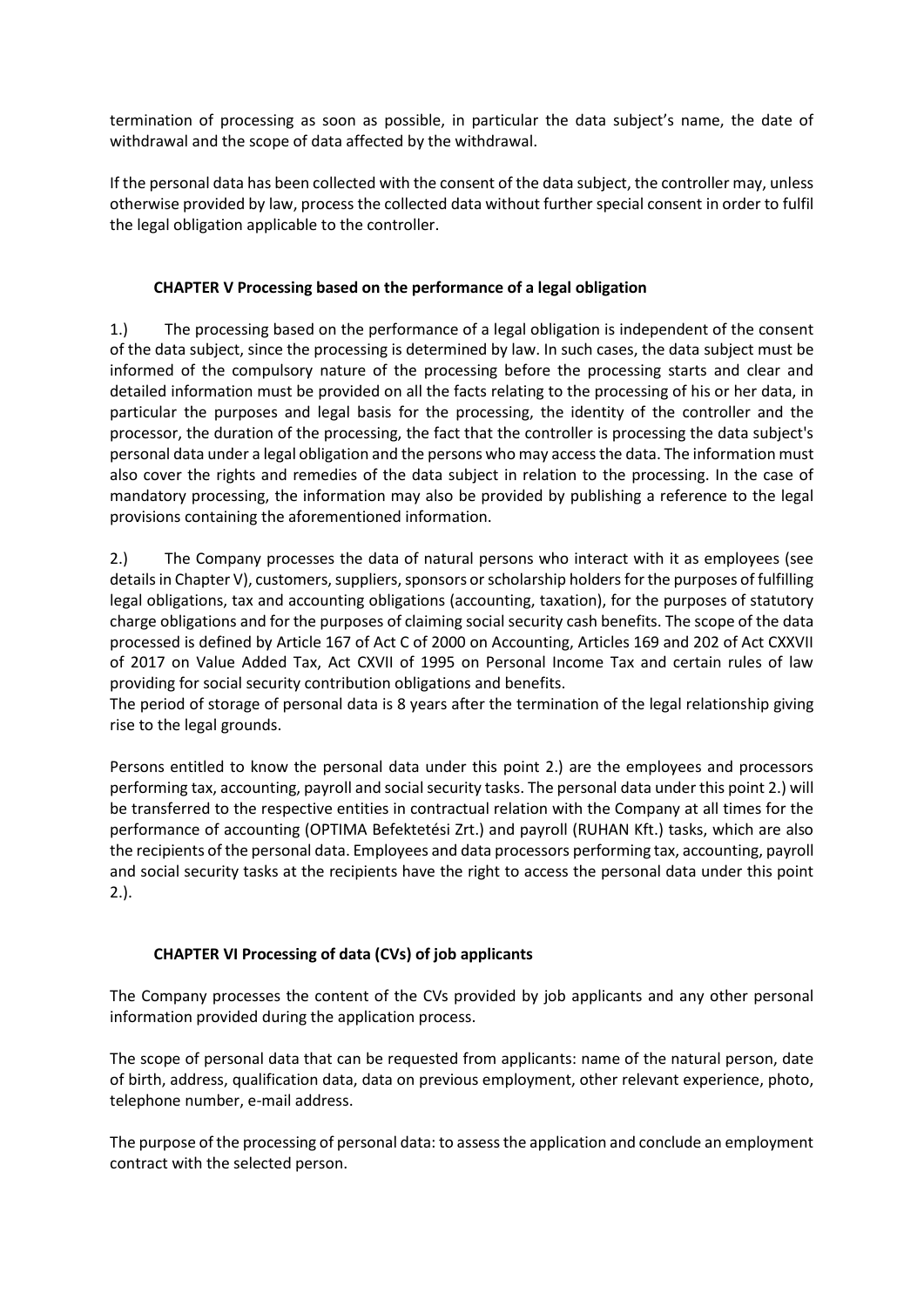termination of processing as soon as possible, in particular the data subject's name, the date of withdrawal and the scope of data affected by the withdrawal.

If the personal data has been collected with the consent of the data subject, the controller may, unless otherwise provided by law, process the collected data without further special consent in order to fulfil the legal obligation applicable to the controller.

## CHAPTER V Processing based on the performance of a legal obligation

1.) The processing based on the performance of a legal obligation is independent of the consent of the data subject, since the processing is determined by law. In such cases, the data subject must be informed of the compulsory nature of the processing before the processing starts and clear and detailed information must be provided on all the facts relating to the processing of his or her data, in particular the purposes and legal basis for the processing, the identity of the controller and the processor, the duration of the processing, the fact that the controller is processing the data subject's personal data under a legal obligation and the persons who may access the data. The information must also cover the rights and remedies of the data subject in relation to the processing. In the case of mandatory processing, the information may also be provided by publishing a reference to the legal provisions containing the aforementioned information.

2.) The Company processes the data of natural persons who interact with it as employees (see details in Chapter V), customers, suppliers, sponsors or scholarship holders for the purposes of fulfilling legal obligations, tax and accounting obligations (accounting, taxation), for the purposes of statutory charge obligations and for the purposes of claiming social security cash benefits. The scope of the data processed is defined by Article 167 of Act C of 2000 on Accounting, Articles 169 and 202 of Act CXXVII of 2017 on Value Added Tax, Act CXVII of 1995 on Personal Income Tax and certain rules of law providing for social security contribution obligations and benefits.
The period of storage of personal data is 8 years after the termination of the legal relationship giving rise to the legal grounds.

Persons entitled to know the personal data under this point 2.) are the employees and processors performing tax, accounting, payroll and social security tasks. The personal data under this point 2.) will be transferred to the respective entities in contractual relation with the Company at all times for the performance of accounting (OPTIMA Befektetési Zrt.) and payroll (RUHAN Kft.) tasks, which are also the recipients of the personal data. Employees and data processors performing tax, accounting, payroll and social security tasks at the recipients have the right to access the personal data under this point 2.).

## CHAPTER VI Processing of data (CVs) of job applicants

The Company processes the content of the CVs provided by job applicants and any other personal information provided during the application process.

The scope of personal data that can be requested from applicants: name of the natural person, date of birth, address, qualification data, data on previous employment, other relevant experience, photo, telephone number, e-mail address.

The purpose of the processing of personal data: to assess the application and conclude an employment contract with the selected person.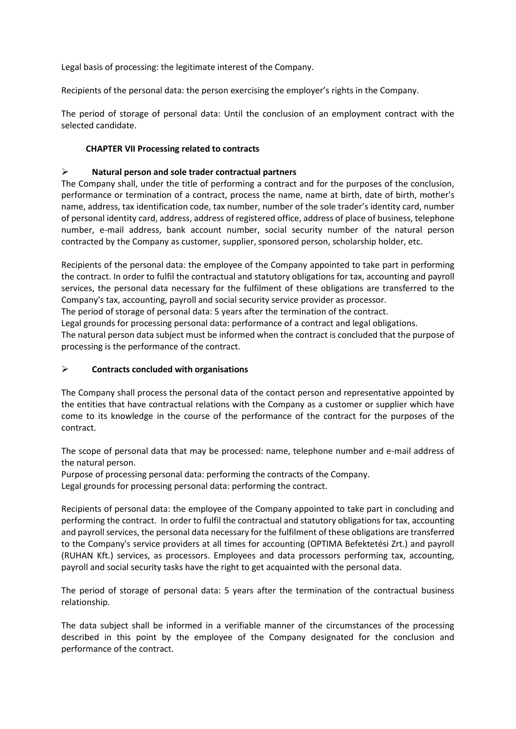Legal basis of processing: the legitimate interest of the Company.

Recipients of the personal data: the person exercising the employer's rights in the Company.

The period of storage of personal data: Until the conclusion of an employment contract with the selected candidate.

## CHAPTER VII Processing related to contracts

- **Natural person and sole trader contractual partners**

The Company shall, under the title of performing a contract and for the purposes of the conclusion, performance or termination of a contract, process the name, name at birth, date of birth, mother's name, address, tax identification code, tax number, number of the sole trader's identity card, number of personal identity card, address, address of registered office, address of place of business, telephone number, e-mail address, bank account number, social security number of the natural person contracted by the Company as customer, supplier, sponsored person, scholarship holder, etc.

Recipients of the personal data: the employee of the Company appointed to take part in performing the contract. In order to fulfil the contractual and statutory obligations for tax, accounting and payroll services, the personal data necessary for the fulfilment of these obligations are transferred to the Company's tax, accounting, payroll and social security service provider as processor.
The period of storage of personal data: 5 years after the termination of the contract.
Legal grounds for processing personal data: performance of a contract and legal obligations.
The natural person data subject must be informed when the contract is concluded that the purpose of processing is the performance of the contract.

- **Contracts concluded with organisations**

The Company shall process the personal data of the contact person and representative appointed by the entities that have contractual relations with the Company as a customer or supplier which have come to its knowledge in the course of the performance of the contract for the purposes of the contract.

The scope of personal data that may be processed: name, telephone number and e-mail address of the natural person.
Purpose of processing personal data: performing the contracts of the Company.
Legal grounds for processing personal data: performing the contract.

Recipients of personal data: the employee of the Company appointed to take part in concluding and performing the contract. In order to fulfil the contractual and statutory obligations for tax, accounting and payroll services, the personal data necessary for the fulfilment of these obligations are transferred to the Company's service providers at all times for accounting (OPTIMA Befektetési Zrt.) and payroll (RUHAN Kft.) services, as processors. Employees and data processors performing tax, accounting, payroll and social security tasks have the right to get acquainted with the personal data.

The period of storage of personal data: 5 years after the termination of the contractual business relationship.

The data subject shall be informed in a verifiable manner of the circumstances of the processing described in this point by the employee of the Company designated for the conclusion and performance of the contract.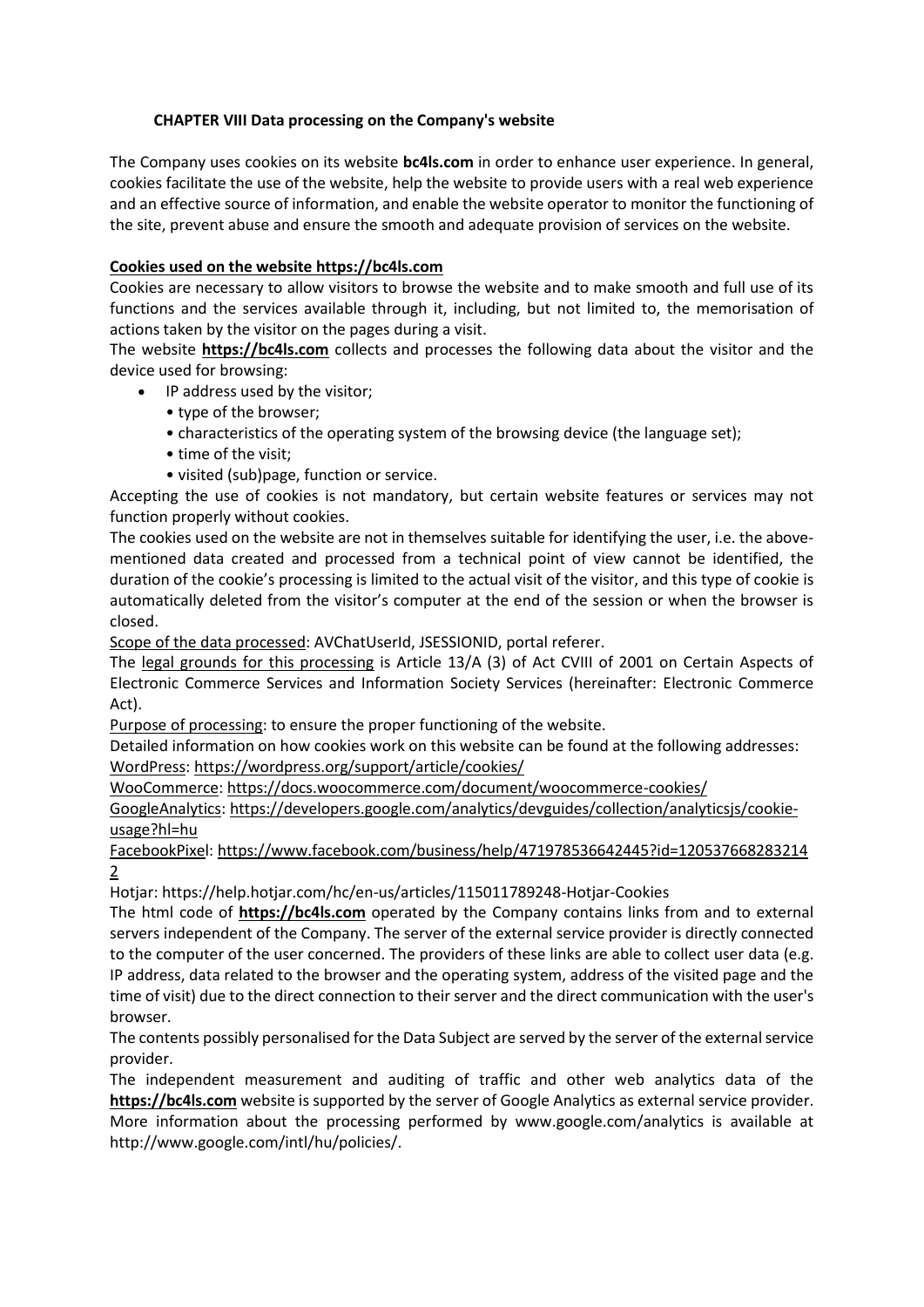### CHAPTER VIII Data processing on the Company's website

The Company uses cookies on its website **bc4ls.com** in order to enhance user experience. In general, cookies facilitate the use of the website, help the website to provide users with a real web experience and an effective source of information, and enable the website operator to monitor the functioning of the site, prevent abuse and ensure the smooth and adequate provision of services on the website.

**Cookies used on the website https://bc4ls.com**

Cookies are necessary to allow visitors to browse the website and to make smooth and full use of its functions and the services available through it, including, but not limited to, the memorisation of actions taken by the visitor on the pages during a visit.

The website **https://bc4ls.com** collects and processes the following data about the visitor and the device used for browsing:

- IP address used by the visitor;
  - type of the browser;
  - characteristics of the operating system of the browsing device (the language set);
  - time of the visit;
  - visited (sub)page, function or service.

Accepting the use of cookies is not mandatory, but certain website features or services may not function properly without cookies.

The cookies used on the website are not in themselves suitable for identifying the user, i.e. the above-mentioned data created and processed from a technical point of view cannot be identified, the duration of the cookie's processing is limited to the actual visit of the visitor, and this type of cookie is automatically deleted from the visitor's computer at the end of the session or when the browser is closed.

Scope of the data processed: AVChatUserId, JSESSIONID, portal referer.

The legal grounds for this processing is Article 13/A (3) of Act CVIII of 2001 on Certain Aspects of Electronic Commerce Services and Information Society Services (hereinafter: Electronic Commerce Act).

Purpose of processing: to ensure the proper functioning of the website.

Detailed information on how cookies work on this website can be found at the following addresses:

WordPress: https://wordpress.org/support/article/cookies/

WooCommerce: https://docs.woocommerce.com/document/woocommerce-cookies/

GoogleAnalytics: https://developers.google.com/analytics/devguides/collection/analyticsjs/cookie-usage?hl=hu

FacebookPixel: https://www.facebook.com/business/help/471978536642445?id=1205376682832142

Hotjar: https://help.hotjar.com/hc/en-us/articles/115011789248-Hotjar-Cookies

The html code of **https://bc4ls.com** operated by the Company contains links from and to external servers independent of the Company. The server of the external service provider is directly connected to the computer of the user concerned. The providers of these links are able to collect user data (e.g. IP address, data related to the browser and the operating system, address of the visited page and the time of visit) due to the direct connection to their server and the direct communication with the user's browser.

The contents possibly personalised for the Data Subject are served by the server of the external service provider.

The independent measurement and auditing of traffic and other web analytics data of the **https://bc4ls.com** website is supported by the server of Google Analytics as external service provider. More information about the processing performed by www.google.com/analytics is available at http://www.google.com/intl/hu/policies/.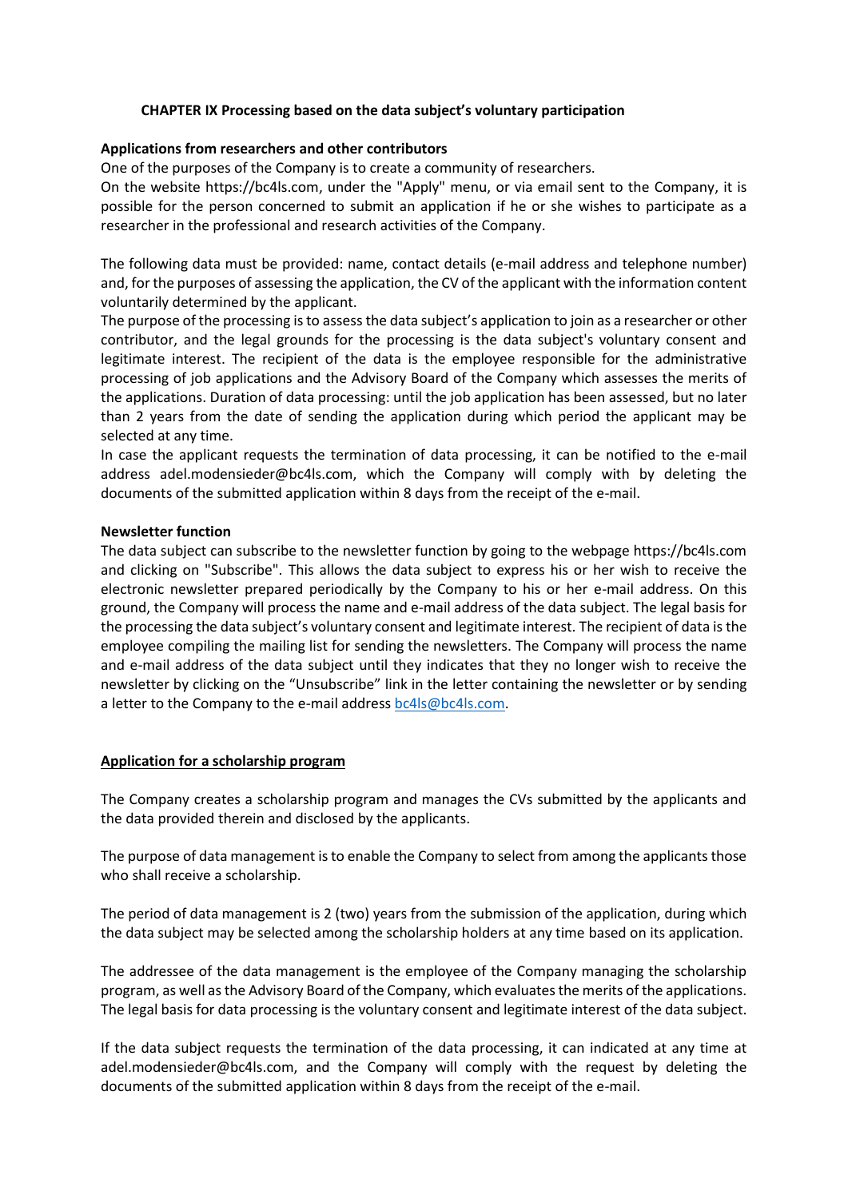## CHAPTER IX Processing based on the data subject's voluntary participation

**Applications from researchers and other contributors**

One of the purposes of the Company is to create a community of researchers.

On the website https://bc4ls.com, under the "Apply" menu, or via email sent to the Company, it is possible for the person concerned to submit an application if he or she wishes to participate as a researcher in the professional and research activities of the Company.

The following data must be provided: name, contact details (e-mail address and telephone number) and, for the purposes of assessing the application, the CV of the applicant with the information content voluntarily determined by the applicant.

The purpose of the processing is to assess the data subject's application to join as a researcher or other contributor, and the legal grounds for the processing is the data subject's voluntary consent and legitimate interest. The recipient of the data is the employee responsible for the administrative processing of job applications and the Advisory Board of the Company which assesses the merits of the applications. Duration of data processing: until the job application has been assessed, but no later than 2 years from the date of sending the application during which period the applicant may be selected at any time.

In case the applicant requests the termination of data processing, it can be notified to the e-mail address adel.modensieder@bc4ls.com, which the Company will comply with by deleting the documents of the submitted application within 8 days from the receipt of the e-mail.

**Newsletter function**

The data subject can subscribe to the newsletter function by going to the webpage https://bc4ls.com and clicking on "Subscribe". This allows the data subject to express his or her wish to receive the electronic newsletter prepared periodically by the Company to his or her e-mail address. On this ground, the Company will process the name and e-mail address of the data subject. The legal basis for the processing the data subject's voluntary consent and legitimate interest. The recipient of data is the employee compiling the mailing list for sending the newsletters. The Company will process the name and e-mail address of the data subject until they indicates that they no longer wish to receive the newsletter by clicking on the "Unsubscribe" link in the letter containing the newsletter or by sending a letter to the Company to the e-mail address bc4ls@bc4ls.com.

**Application for a scholarship program**

The Company creates a scholarship program and manages the CVs submitted by the applicants and the data provided therein and disclosed by the applicants.

The purpose of data management is to enable the Company to select from among the applicants those who shall receive a scholarship.

The period of data management is 2 (two) years from the submission of the application, during which the data subject may be selected among the scholarship holders at any time based on its application.

The addressee of the data management is the employee of the Company managing the scholarship program, as well as the Advisory Board of the Company, which evaluates the merits of the applications. The legal basis for data processing is the voluntary consent and legitimate interest of the data subject.

If the data subject requests the termination of the data processing, it can indicated at any time at adel.modensieder@bc4ls.com, and the Company will comply with the request by deleting the documents of the submitted application within 8 days from the receipt of the e-mail.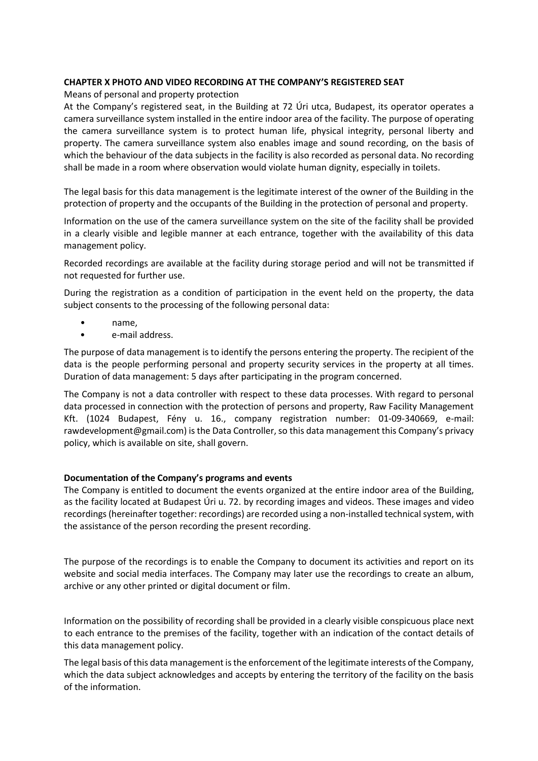**CHAPTER X PHOTO AND VIDEO RECORDING AT THE COMPANY'S REGISTERED SEAT**

Means of personal and property protection

At the Company's registered seat, in the Building at 72 Úri utca, Budapest, its operator operates a camera surveillance system installed in the entire indoor area of the facility. The purpose of operating the camera surveillance system is to protect human life, physical integrity, personal liberty and property. The camera surveillance system also enables image and sound recording, on the basis of which the behaviour of the data subjects in the facility is also recorded as personal data. No recording shall be made in a room where observation would violate human dignity, especially in toilets.

The legal basis for this data management is the legitimate interest of the owner of the Building in the protection of property and the occupants of the Building in the protection of personal and property.

Information on the use of the camera surveillance system on the site of the facility shall be provided in a clearly visible and legible manner at each entrance, together with the availability of this data management policy.

Recorded recordings are available at the facility during storage period and will not be transmitted if not requested for further use.

During the registration as a condition of participation in the event held on the property, the data subject consents to the processing of the following personal data:

- name,
- e-mail address.

The purpose of data management is to identify the persons entering the property. The recipient of the data is the people performing personal and property security services in the property at all times. Duration of data management: 5 days after participating in the program concerned.

The Company is not a data controller with respect to these data processes. With regard to personal data processed in connection with the protection of persons and property, Raw Facility Management Kft. (1024 Budapest, Fény u. 16., company registration number: 01-09-340669, e-mail: rawdevelopment@gmail.com) is the Data Controller, so this data management this Company's privacy policy, which is available on site, shall govern.

**Documentation of the Company's programs and events**

The Company is entitled to document the events organized at the entire indoor area of the Building, as the facility located at Budapest Úri u. 72. by recording images and videos. These images and video recordings (hereinafter together: recordings) are recorded using a non-installed technical system, with the assistance of the person recording the present recording.

The purpose of the recordings is to enable the Company to document its activities and report on its website and social media interfaces. The Company may later use the recordings to create an album, archive or any other printed or digital document or film.

Information on the possibility of recording shall be provided in a clearly visible conspicuous place next to each entrance to the premises of the facility, together with an indication of the contact details of this data management policy.

The legal basis of this data management is the enforcement of the legitimate interests of the Company, which the data subject acknowledges and accepts by entering the territory of the facility on the basis of the information.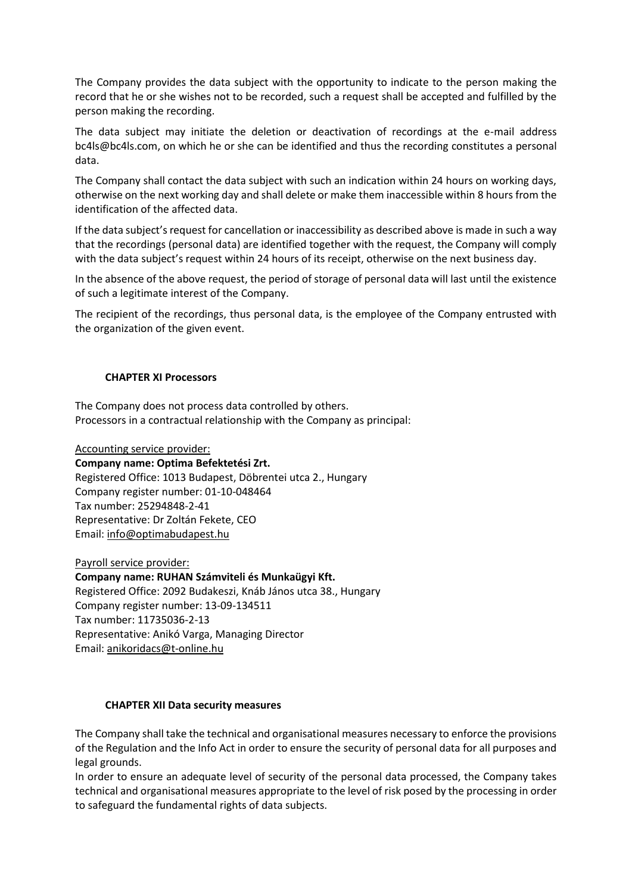The Company provides the data subject with the opportunity to indicate to the person making the record that he or she wishes not to be recorded, such a request shall be accepted and fulfilled by the person making the recording.

The data subject may initiate the deletion or deactivation of recordings at the e-mail address bc4ls@bc4ls.com, on which he or she can be identified and thus the recording constitutes a personal data.

The Company shall contact the data subject with such an indication within 24 hours on working days, otherwise on the next working day and shall delete or make them inaccessible within 8 hours from the identification of the affected data.

If the data subject's request for cancellation or inaccessibility as described above is made in such a way that the recordings (personal data) are identified together with the request, the Company will comply with the data subject's request within 24 hours of its receipt, otherwise on the next business day.

In the absence of the above request, the period of storage of personal data will last until the existence of such a legitimate interest of the Company.

The recipient of the recordings, thus personal data, is the employee of the Company entrusted with the organization of the given event.

## CHAPTER XI Processors

The Company does not process data controlled by others.
Processors in a contractual relationship with the Company as principal:

Accounting service provider:
**Company name: Optima Befektetési Zrt.**
Registered Office: 1013 Budapest, Döbrentei utca 2., Hungary
Company register number: 01-10-048464
Tax number: 25294848-2-41
Representative: Dr Zoltán Fekete, CEO
Email: info@optimabudapest.hu

Payroll service provider:
**Company name: RUHAN Számviteli és Munkaügyi Kft.**
Registered Office: 2092 Budakeszi, Knáb János utca 38., Hungary
Company register number: 13-09-134511
Tax number: 11735036-2-13
Representative: Anikó Varga, Managing Director
Email: anikoridacs@t-online.hu

## CHAPTER XII Data security measures

The Company shall take the technical and organisational measures necessary to enforce the provisions of the Regulation and the Info Act in order to ensure the security of personal data for all purposes and legal grounds.
In order to ensure an adequate level of security of the personal data processed, the Company takes technical and organisational measures appropriate to the level of risk posed by the processing in order to safeguard the fundamental rights of data subjects.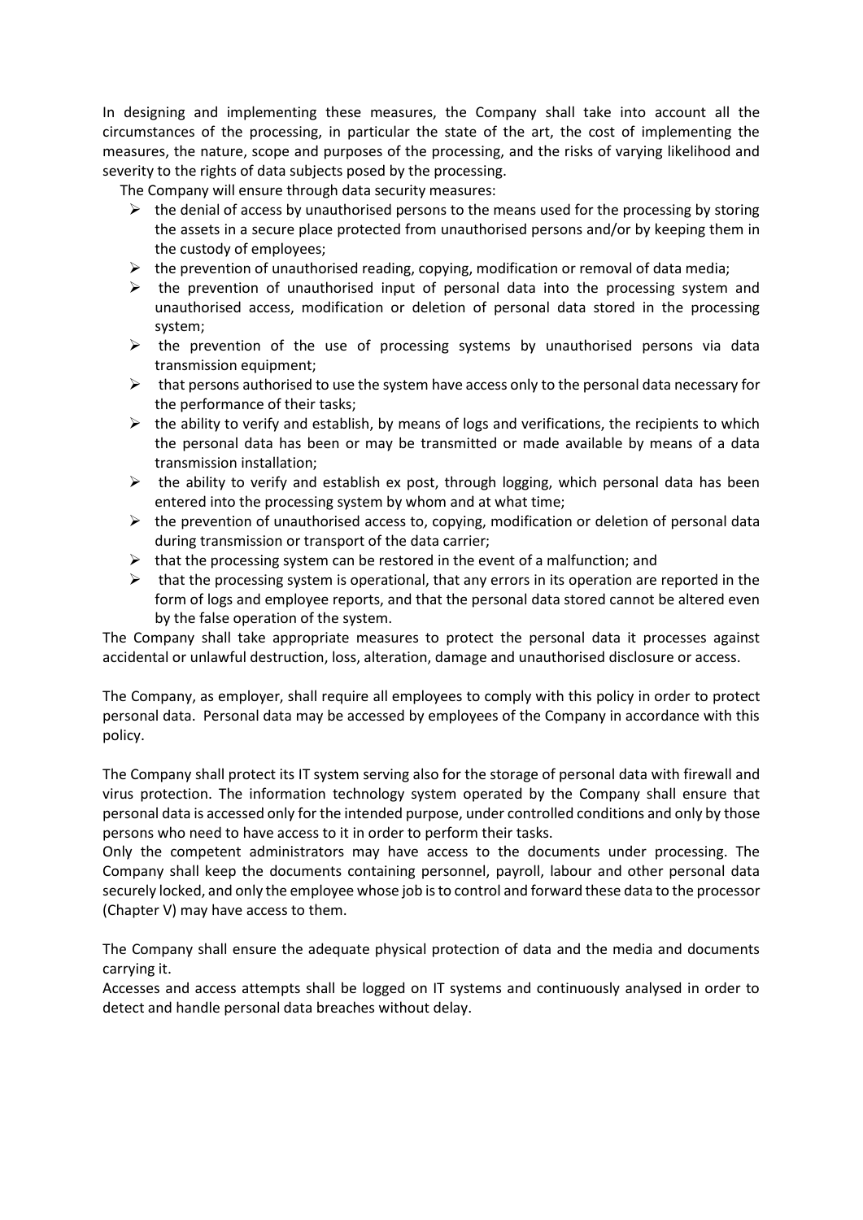In designing and implementing these measures, the Company shall take into account all the circumstances of the processing, in particular the state of the art, the cost of implementing the measures, the nature, scope and purposes of the processing, and the risks of varying likelihood and severity to the rights of data subjects posed by the processing.

The Company will ensure through data security measures:

- the denial of access by unauthorised persons to the means used for the processing by storing the assets in a secure place protected from unauthorised persons and/or by keeping them in the custody of employees;
- the prevention of unauthorised reading, copying, modification or removal of data media;
- the prevention of unauthorised input of personal data into the processing system and unauthorised access, modification or deletion of personal data stored in the processing system;
- the prevention of the use of processing systems by unauthorised persons via data transmission equipment;
- that persons authorised to use the system have access only to the personal data necessary for the performance of their tasks;
- the ability to verify and establish, by means of logs and verifications, the recipients to which the personal data has been or may be transmitted or made available by means of a data transmission installation;
- the ability to verify and establish ex post, through logging, which personal data has been entered into the processing system by whom and at what time;
- the prevention of unauthorised access to, copying, modification or deletion of personal data during transmission or transport of the data carrier;
- that the processing system can be restored in the event of a malfunction; and
- that the processing system is operational, that any errors in its operation are reported in the form of logs and employee reports, and that the personal data stored cannot be altered even by the false operation of the system.

The Company shall take appropriate measures to protect the personal data it processes against accidental or unlawful destruction, loss, alteration, damage and unauthorised disclosure or access.

The Company, as employer, shall require all employees to comply with this policy in order to protect personal data. Personal data may be accessed by employees of the Company in accordance with this policy.

The Company shall protect its IT system serving also for the storage of personal data with firewall and virus protection. The information technology system operated by the Company shall ensure that personal data is accessed only for the intended purpose, under controlled conditions and only by those persons who need to have access to it in order to perform their tasks.

Only the competent administrators may have access to the documents under processing. The Company shall keep the documents containing personnel, payroll, labour and other personal data securely locked, and only the employee whose job is to control and forward these data to the processor (Chapter V) may have access to them.

The Company shall ensure the adequate physical protection of data and the media and documents carrying it.

Accesses and access attempts shall be logged on IT systems and continuously analysed in order to detect and handle personal data breaches without delay.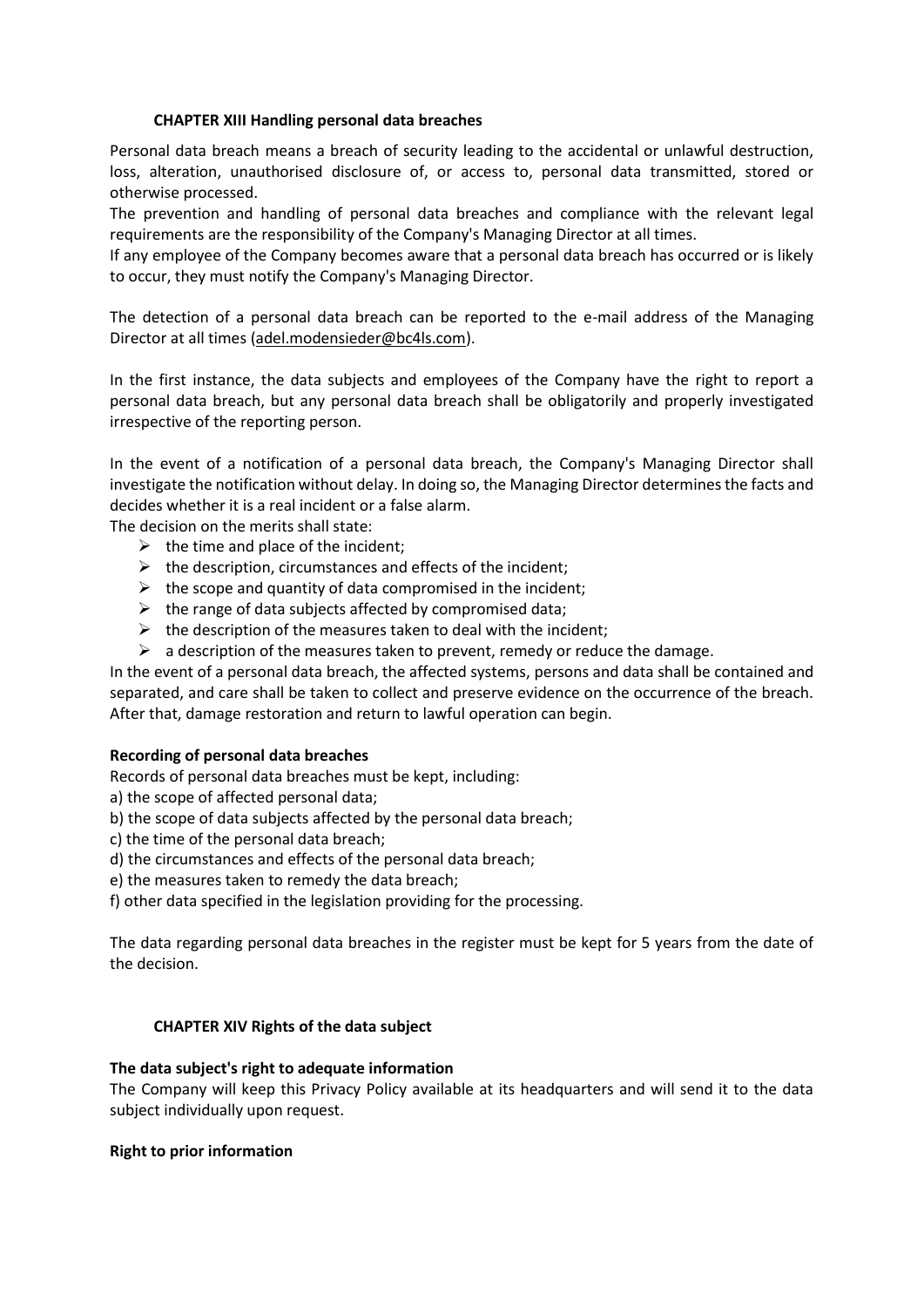## CHAPTER XIII Handling personal data breaches

Personal data breach means a breach of security leading to the accidental or unlawful destruction, loss, alteration, unauthorised disclosure of, or access to, personal data transmitted, stored or otherwise processed.

The prevention and handling of personal data breaches and compliance with the relevant legal requirements are the responsibility of the Company's Managing Director at all times.

If any employee of the Company becomes aware that a personal data breach has occurred or is likely to occur, they must notify the Company's Managing Director.

The detection of a personal data breach can be reported to the e-mail address of the Managing Director at all times (adel.modensieder@bc4ls.com).

In the first instance, the data subjects and employees of the Company have the right to report a personal data breach, but any personal data breach shall be obligatorily and properly investigated irrespective of the reporting person.

In the event of a notification of a personal data breach, the Company's Managing Director shall investigate the notification without delay. In doing so, the Managing Director determines the facts and decides whether it is a real incident or a false alarm.

The decision on the merits shall state:

- the time and place of the incident;
- the description, circumstances and effects of the incident;
- the scope and quantity of data compromised in the incident;
- the range of data subjects affected by compromised data;
- the description of the measures taken to deal with the incident;
- a description of the measures taken to prevent, remedy or reduce the damage.

In the event of a personal data breach, the affected systems, persons and data shall be contained and separated, and care shall be taken to collect and preserve evidence on the occurrence of the breach. After that, damage restoration and return to lawful operation can begin.

**Recording of personal data breaches**

Records of personal data breaches must be kept, including:

a) the scope of affected personal data;
b) the scope of data subjects affected by the personal data breach;
c) the time of the personal data breach;
d) the circumstances and effects of the personal data breach;
e) the measures taken to remedy the data breach;
f) other data specified in the legislation providing for the processing.

The data regarding personal data breaches in the register must be kept for 5 years from the date of the decision.

## CHAPTER XIV Rights of the data subject

**The data subject's right to adequate information**

The Company will keep this Privacy Policy available at its headquarters and will send it to the data subject individually upon request.

**Right to prior information**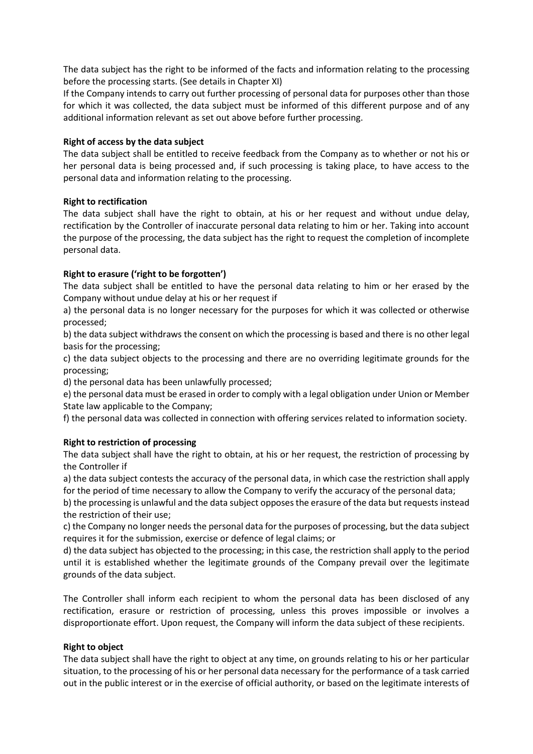The data subject has the right to be informed of the facts and information relating to the processing before the processing starts. (See details in Chapter XI)

If the Company intends to carry out further processing of personal data for purposes other than those for which it was collected, the data subject must be informed of this different purpose and of any additional information relevant as set out above before further processing.

**Right of access by the data subject**

The data subject shall be entitled to receive feedback from the Company as to whether or not his or her personal data is being processed and, if such processing is taking place, to have access to the personal data and information relating to the processing.

**Right to rectification**

The data subject shall have the right to obtain, at his or her request and without undue delay, rectification by the Controller of inaccurate personal data relating to him or her. Taking into account the purpose of the processing, the data subject has the right to request the completion of incomplete personal data.

**Right to erasure ('right to be forgotten')**

The data subject shall be entitled to have the personal data relating to him or her erased by the Company without undue delay at his or her request if

a) the personal data is no longer necessary for the purposes for which it was collected or otherwise processed;

b) the data subject withdraws the consent on which the processing is based and there is no other legal basis for the processing;

c) the data subject objects to the processing and there are no overriding legitimate grounds for the processing;

d) the personal data has been unlawfully processed;

e) the personal data must be erased in order to comply with a legal obligation under Union or Member State law applicable to the Company;

f) the personal data was collected in connection with offering services related to information society.

**Right to restriction of processing**

The data subject shall have the right to obtain, at his or her request, the restriction of processing by the Controller if

a) the data subject contests the accuracy of the personal data, in which case the restriction shall apply for the period of time necessary to allow the Company to verify the accuracy of the personal data;

b) the processing is unlawful and the data subject opposes the erasure of the data but requests instead the restriction of their use;

c) the Company no longer needs the personal data for the purposes of processing, but the data subject requires it for the submission, exercise or defence of legal claims; or

d) the data subject has objected to the processing; in this case, the restriction shall apply to the period until it is established whether the legitimate grounds of the Company prevail over the legitimate grounds of the data subject.

The Controller shall inform each recipient to whom the personal data has been disclosed of any rectification, erasure or restriction of processing, unless this proves impossible or involves a disproportionate effort. Upon request, the Company will inform the data subject of these recipients.

**Right to object**

The data subject shall have the right to object at any time, on grounds relating to his or her particular situation, to the processing of his or her personal data necessary for the performance of a task carried out in the public interest or in the exercise of official authority, or based on the legitimate interests of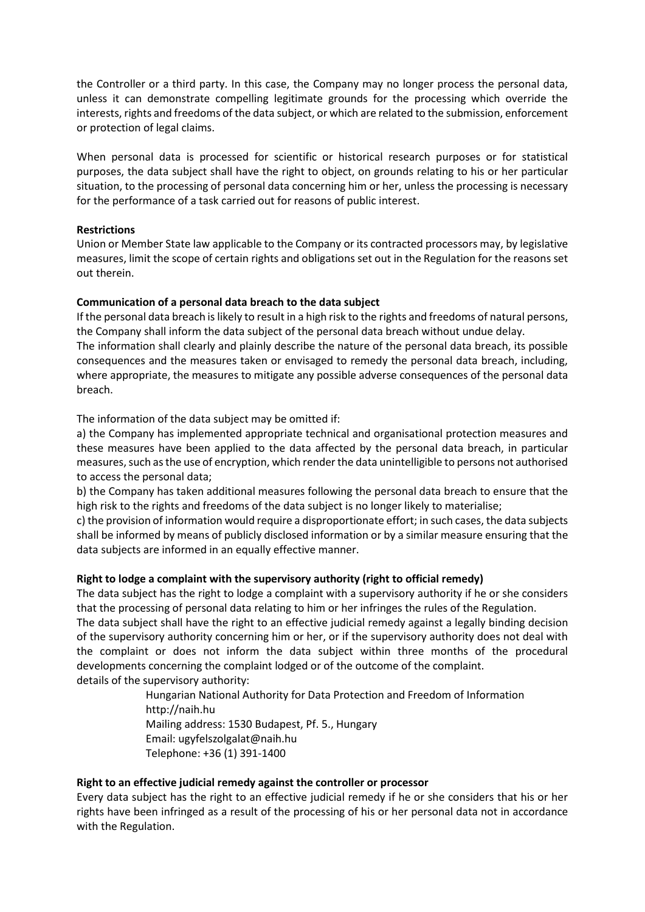the Controller or a third party. In this case, the Company may no longer process the personal data, unless it can demonstrate compelling legitimate grounds for the processing which override the interests, rights and freedoms of the data subject, or which are related to the submission, enforcement or protection of legal claims.

When personal data is processed for scientific or historical research purposes or for statistical purposes, the data subject shall have the right to object, on grounds relating to his or her particular situation, to the processing of personal data concerning him or her, unless the processing is necessary for the performance of a task carried out for reasons of public interest.

**Restrictions**
Union or Member State law applicable to the Company or its contracted processors may, by legislative measures, limit the scope of certain rights and obligations set out in the Regulation for the reasons set out therein.

**Communication of a personal data breach to the data subject**
If the personal data breach is likely to result in a high risk to the rights and freedoms of natural persons, the Company shall inform the data subject of the personal data breach without undue delay.
The information shall clearly and plainly describe the nature of the personal data breach, its possible consequences and the measures taken or envisaged to remedy the personal data breach, including, where appropriate, the measures to mitigate any possible adverse consequences of the personal data breach.

The information of the data subject may be omitted if:
a) the Company has implemented appropriate technical and organisational protection measures and these measures have been applied to the data affected by the personal data breach, in particular measures, such as the use of encryption, which render the data unintelligible to persons not authorised to access the personal data;
b) the Company has taken additional measures following the personal data breach to ensure that the high risk to the rights and freedoms of the data subject is no longer likely to materialise;
c) the provision of information would require a disproportionate effort; in such cases, the data subjects shall be informed by means of publicly disclosed information or by a similar measure ensuring that the data subjects are informed in an equally effective manner.

**Right to lodge a complaint with the supervisory authority (right to official remedy)**
The data subject has the right to lodge a complaint with a supervisory authority if he or she considers that the processing of personal data relating to him or her infringes the rules of the Regulation.
The data subject shall have the right to an effective judicial remedy against a legally binding decision of the supervisory authority concerning him or her, or if the supervisory authority does not deal with the complaint or does not inform the data subject within three months of the procedural developments concerning the complaint lodged or of the outcome of the complaint.
details of the supervisory authority:

Hungarian National Authority for Data Protection and Freedom of Information
http://naih.hu
Mailing address: 1530 Budapest, Pf. 5., Hungary
Email: ugyfelszolgalat@naih.hu
Telephone: +36 (1) 391-1400

**Right to an effective judicial remedy against the controller or processor**
Every data subject has the right to an effective judicial remedy if he or she considers that his or her rights have been infringed as a result of the processing of his or her personal data not in accordance with the Regulation.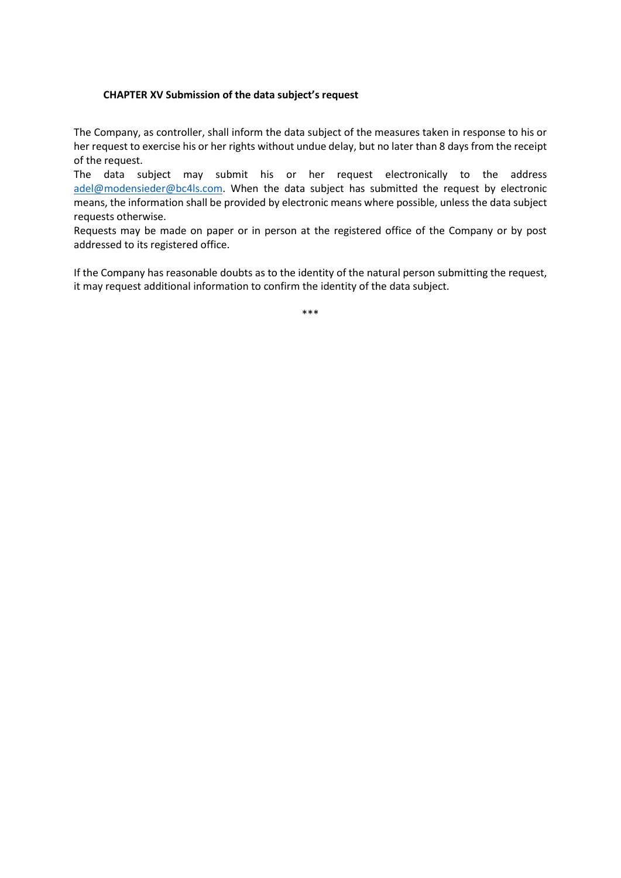### CHAPTER XV Submission of the data subject's request

The Company, as controller, shall inform the data subject of the measures taken in response to his or her request to exercise his or her rights without undue delay, but no later than 8 days from the receipt of the request.
The data subject may submit his or her request electronically to the address adel@modensieder@bc4ls.com. When the data subject has submitted the request by electronic means, the information shall be provided by electronic means where possible, unless the data subject requests otherwise.
Requests may be made on paper or in person at the registered office of the Company or by post addressed to its registered office.

If the Company has reasonable doubts as to the identity of the natural person submitting the request, it may request additional information to confirm the identity of the data subject.

***